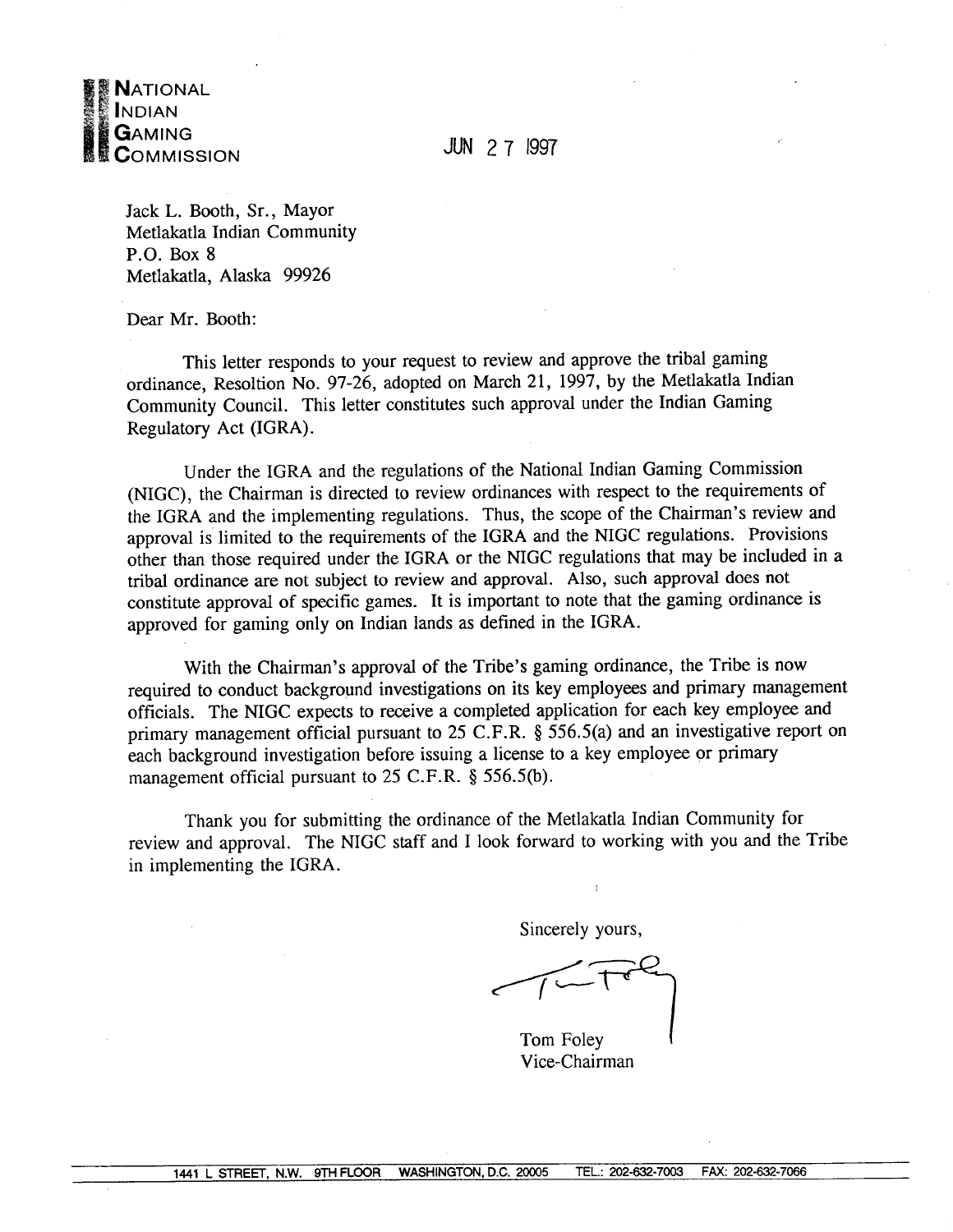**NATIONAL INDIAN GAMING COMMISSION**

JUN 27 1997

Jack L. Booth, Sr., Mayor
Metlakatla Indian Community
P.O. Box 8
Metlakatla, Alaska 99926

Dear Mr. Booth:

This letter responds to your request to review and approve the tribal gaming ordinance, Resoltion No. 97-26, adopted on March 21, 1997, by the Metlakatla Indian Community Council. This letter constitutes such approval under the Indian Gaming Regulatory Act (IGRA).

Under the IGRA and the regulations of the National Indian Gaming Commission (NIGC), the Chairman is directed to review ordinances with respect to the requirements of the IGRA and the implementing regulations. Thus, the scope of the Chairman's review and approval is limited to the requirements of the IGRA and the NIGC regulations. Provisions other than those required under the IGRA or the NIGC regulations that may be included in a tribal ordinance are not subject to review and approval. Also, such approval does not constitute approval of specific games. It is important to note that the gaming ordinance is approved for gaming only on Indian lands as defined in the IGRA.

With the Chairman's approval of the Tribe's gaming ordinance, the Tribe is now required to conduct background investigations on its key employees and primary management officials. The NIGC expects to receive a completed application for each key employee and primary management official pursuant to 25 C.F.R. § 556.5(a) and an investigative report on each background investigation before issuing a license to a key employee or primary management official pursuant to 25 C.F.R. § 556.5(b).

Thank you for submitting the ordinance of the Metlakatla Indian Community for review and approval. The NIGC staff and I look forward to working with you and the Tribe in implementing the IGRA.

Sincerely yours,

Tom Foley
Vice-Chairman

1441 L STREET, N.W. 9TH FLOOR WASHINGTON, D.C. 20005 TEL.: 202-632-7003 FAX: 202-632-7066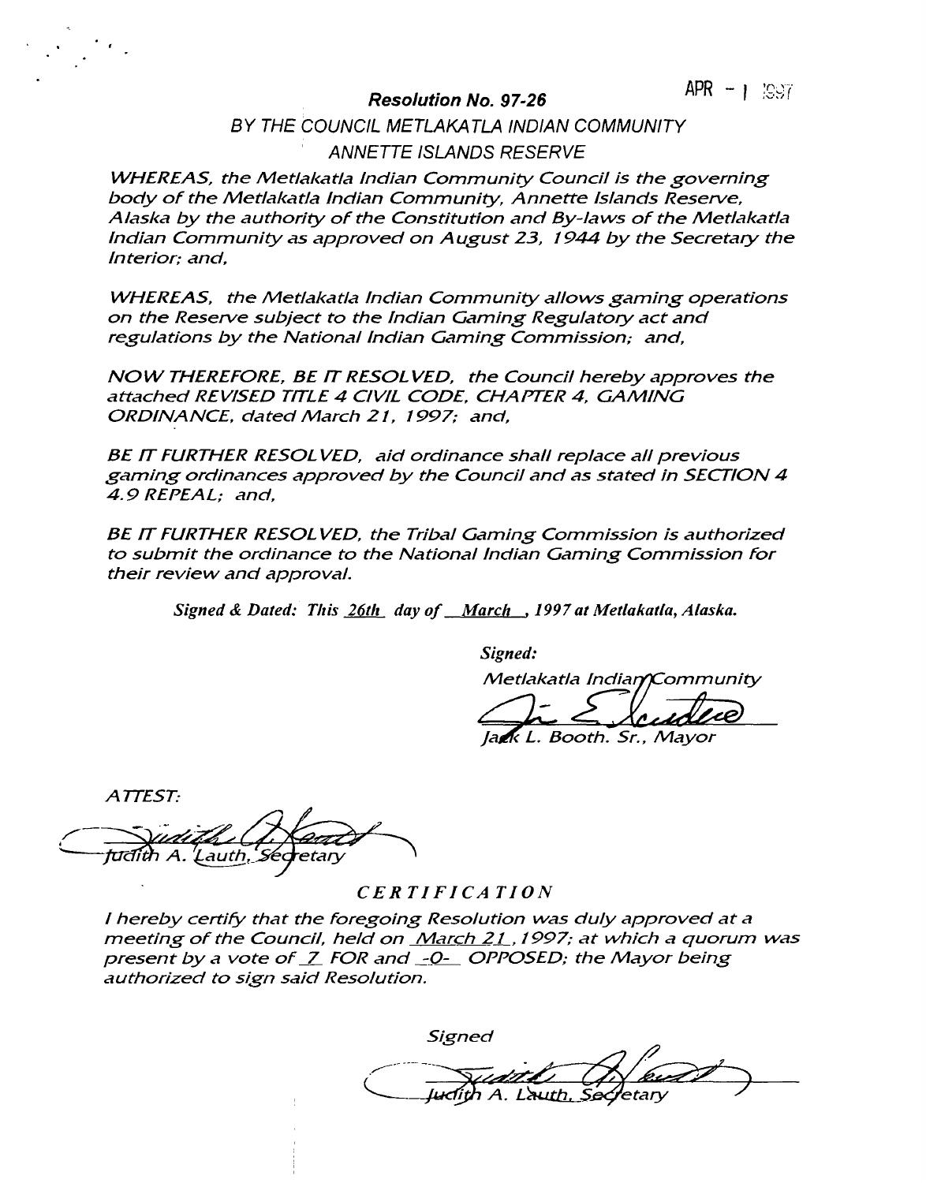APR - 1 1997

**Resolution No. 97-26**

*BY THE COUNCIL METLAKATLA INDIAN COMMUNITY*

*ANNETTE ISLANDS RESERVE*

*WHEREAS, the Metlakatla Indian Community Council is the governing body of the Metlakatla Indian Community, Annette Islands Reserve, Alaska by the authority of the Constitution and By-laws of the Metlakatla Indian Community as approved on August 23, 1944 by the Secretary the Interior; and,*

*WHEREAS, the Metlakatla Indian Community allows gaming operations on the Reserve subject to the Indian Gaming Regulatory act and regulations by the National Indian Gaming Commission; and,*

*NOW THEREFORE, BE IT RESOLVED, the Council hereby approves the attached REVISED TITLE 4 CIVIL CODE, CHAPTER 4, GAMING ORDINANCE, dated March 21, 1997; and,*

*BE IT FURTHER RESOLVED, aid ordinance shall replace all previous gaming ordinances approved by the Council and as stated in SECTION 4 4.9 REPEAL; and,*

*BE IT FURTHER RESOLVED, the Tribal Gaming Commission is authorized to submit the ordinance to the National Indian Gaming Commission for their review and approval.*

*Signed & Dated: This 26th day of March, 1997 at Metlakatla, Alaska.*

*Signed:*

*Metlakatla Indian Community*

*Jack L. Booth. Sr., Mayor*

*ATTEST:*

*Judith A. Lauth, Secretary*

*CERTIFICATION*

*I hereby certify that the foregoing Resolution was duly approved at a meeting of the Council, held on March 21, 1997; at which a quorum was present by a vote of 7 FOR and -0- OPPOSED; the Mayor being authorized to sign said Resolution.*

*Signed*

*Judith A. Lauth, Secretary*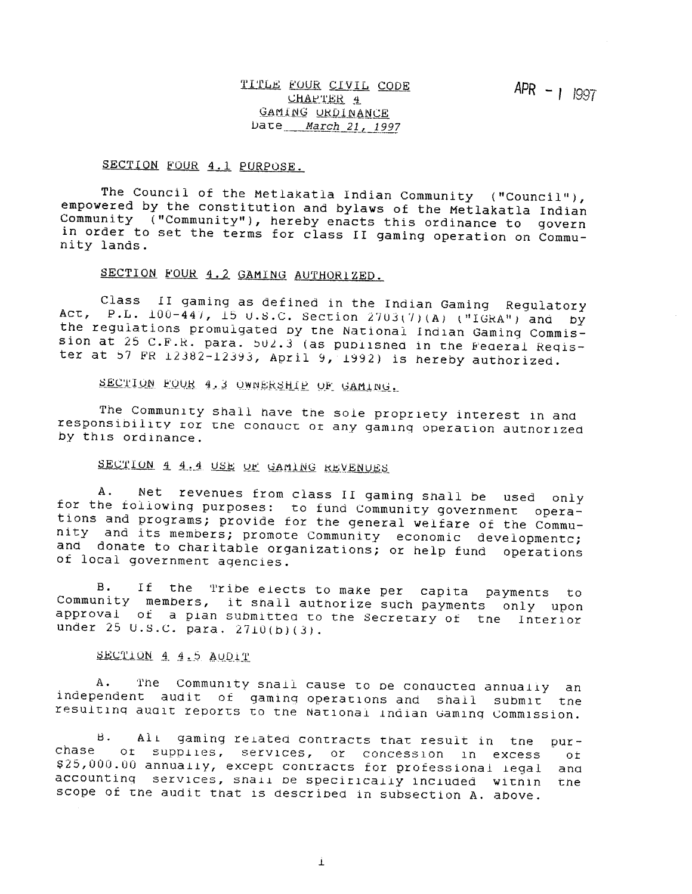# TITLE FOUR CIVIL CODE
## CHAPTER 4
## GAMING ORDINANCE
Date *March 21, 1997*

APR - 1 1997

### SECTION FOUR 4.1 PURPOSE.

The Council of the Metlakatla Indian Community ("Council"), empowered by the constitution and bylaws of the Metlakatla Indian Community ("Community"), hereby enacts this ordinance to govern in order to set the terms for class II gaming operation on Community lands.

### SECTION FOUR 4.2 GAMING AUTHORIZED.

Class II gaming as defined in the Indian Gaming Regulatory Act, P.L. 100-447, 15 U.S.C. Section 2703(7)(A) ("IGRA") and by the regulations promulgated by the National Indian Gaming Commission at 25 C.F.R. para. 502.3 (as published in the Federal Register at 57 FR 12382-12393, April 9, 1992) is hereby authorized.

### SECTION FOUR 4.3 OWNERSHIP OF GAMING.

The Community shall have the sole propriety interest in and responsibility for the conduct of any gaming operation authorized by this ordinance.

### SECTION 4 4.4 USE OF GAMING REVENUES

A. Net revenues from class II gaming shall be used only for the following purposes: to fund Community government operations and programs; provide for the general welfare of the Community and its members; promote Community economic developmentc; and donate to charitable organizations; or help fund operations of local government agencies.

B. If the Tribe elects to make per capita payments to Community members, it shall authorize such payments only upon approval of a plan submitted to the Secretary of the Interior under 25 U.S.C. para. 2710(b)(3).

### SECTION 4 4.5 AUDIT

A. The Community shall cause to be conducted annually an independent audit of gaming operations and shall submit the resulting audit reports to the National Indian Gaming Commission.

B. All gaming related contracts that result in the purchase of supplies, services, or concession in excess of $25,000.00 annually, except contracts for professional legal and accounting services, shall be specifically included within the scope of the audit that is described in subsection A. above.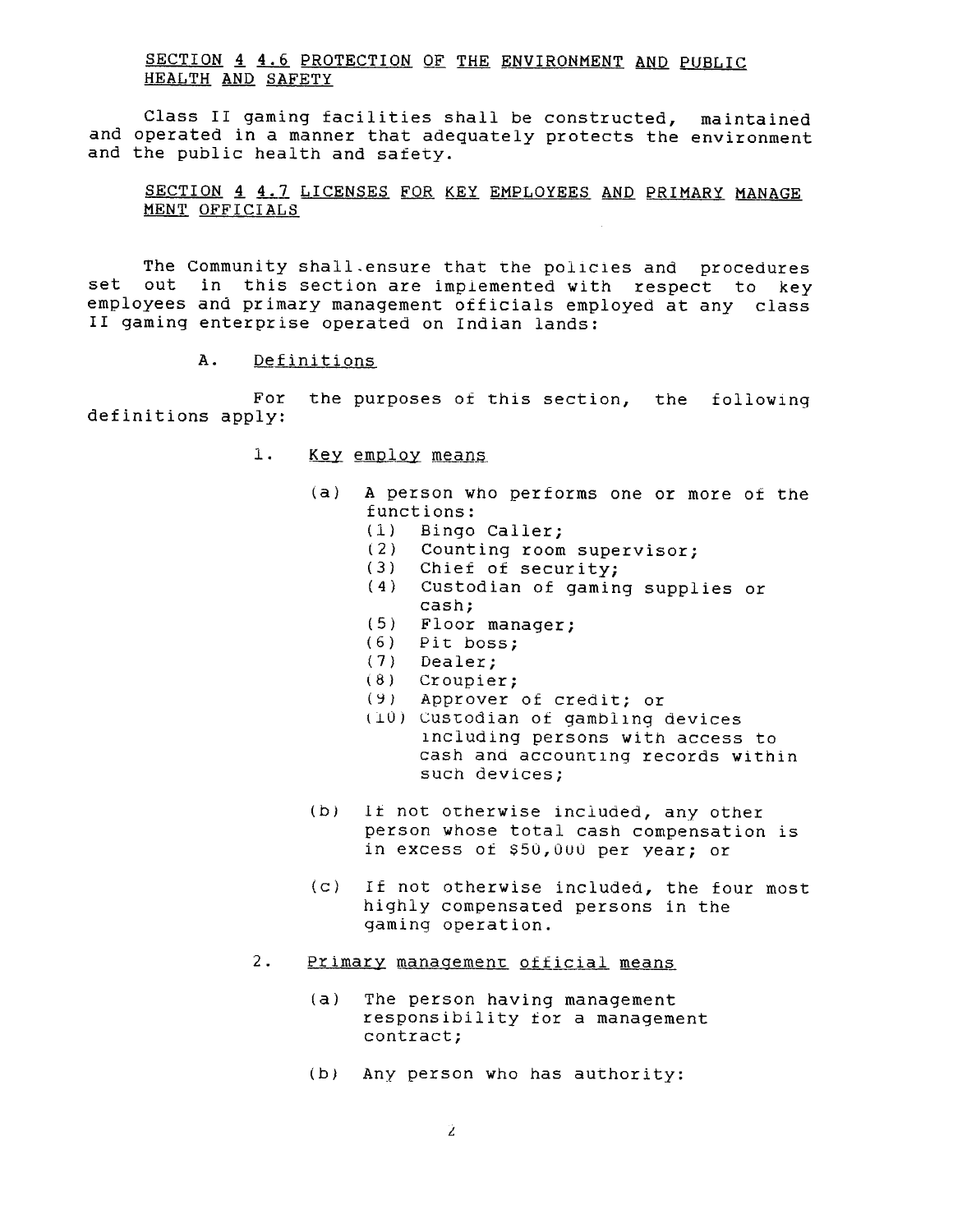SECTION 4 4.6 PROTECTION OF THE ENVIRONMENT AND PUBLIC HEALTH AND SAFETY

Class II gaming facilities shall be constructed, maintained and operated in a manner that adequately protects the environment and the public health and safety.

SECTION 4 4.7 LICENSES FOR KEY EMPLOYEES AND PRIMARY MANAGE MENT OFFICIALS

The Community shall ensure that the policies and procedures set out in this section are implemented with respect to key employees and primary management officials employed at any class II gaming enterprise operated on Indian lands:

A. Definitions

For the purposes of this section, the following definitions apply:

1. Key employ means

   (a) A person who performs one or more of the functions:
       (1) Bingo Caller;
       (2) Counting room supervisor;
       (3) Chief of security;
       (4) Custodian of gaming supplies or cash;
       (5) Floor manager;
       (6) Pit boss;
       (7) Dealer;
       (8) Croupier;
       (9) Approver of credit; or
       (10) Custodian of gambling devices including persons with access to cash and accounting records within such devices;

   (b) If not otherwise included, any other person whose total cash compensation is in excess of $50,000 per year; or

   (c) If not otherwise included, the four most highly compensated persons in the gaming operation.

2. Primary management official means

   (a) The person having management responsibility for a management contract;

   (b) Any person who has authority: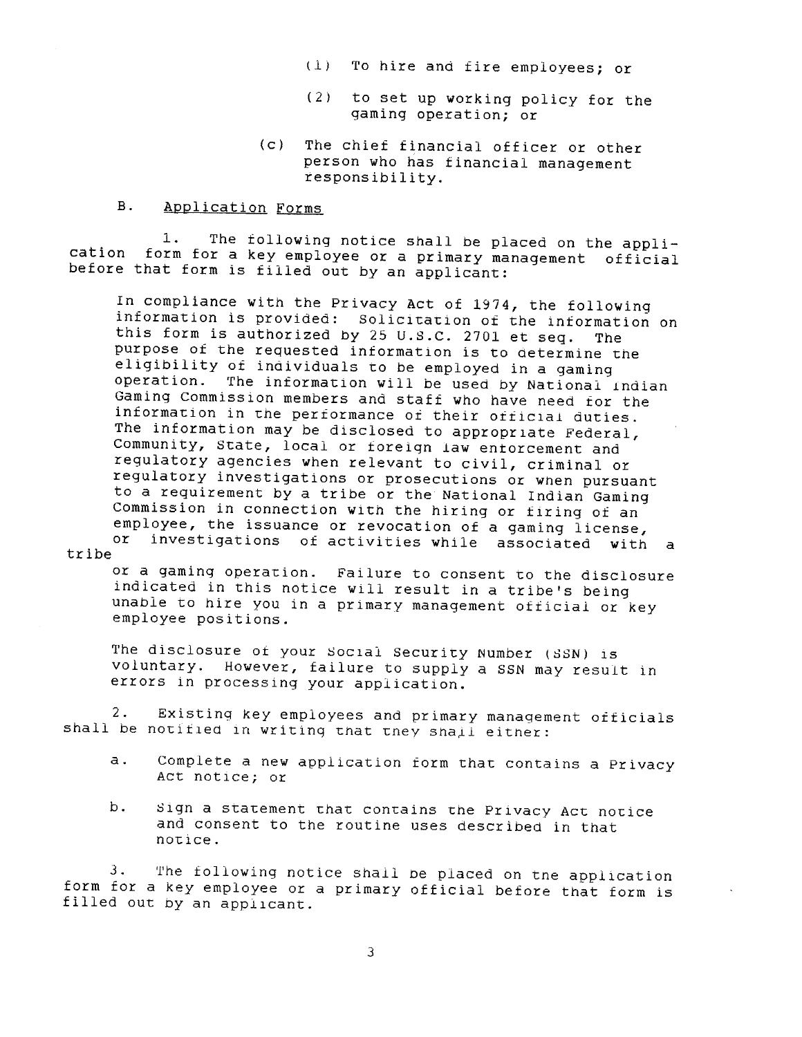(1) To hire and fire employees; or

(2) to set up working policy for the gaming operation; or

(c) The chief financial officer or other person who has financial management responsibility.

B. <u>Application Forms</u>

1. The following notice shall be placed on the application form for a key employee or a primary management official before that form is filled out by an applicant:

> In compliance with the Privacy Act of 1974, the following information is provided: Solicitation of the information on this form is authorized by 25 U.S.C. 2701 et seq. The purpose of the requested information is to determine the eligibility of individuals to be employed in a gaming operation. The information will be used by National Indian Gaming Commission members and staff who have need for the information in the performance of their official duties. The information may be disclosed to appropriate Federal, Community, State, local or foreign law enforcement and regulatory agencies when relevant to civil, criminal or regulatory investigations or prosecutions or when pursuant to a requirement by a tribe or the National Indian Gaming Commission in connection with the hiring or firing of an employee, the issuance or revocation of a gaming license, or investigations of activities while associated with a tribe or a gaming operation. Failure to consent to the disclosure indicated in this notice will result in a tribe's being unable to hire you in a primary management official or key employee positions.
>
> The disclosure of your Social Security Number (SSN) is voluntary. However, failure to supply a SSN may result in errors in processing your application.

2. Existing key employees and primary management officials shall be notified in writing that they shall either:

a. Complete a new application form that contains a Privacy Act notice; or

b. Sign a statement that contains the Privacy Act notice and consent to the routine uses described in that notice.

3. The following notice shall be placed on the application form for a key employee or a primary official before that form is filled out by an applicant.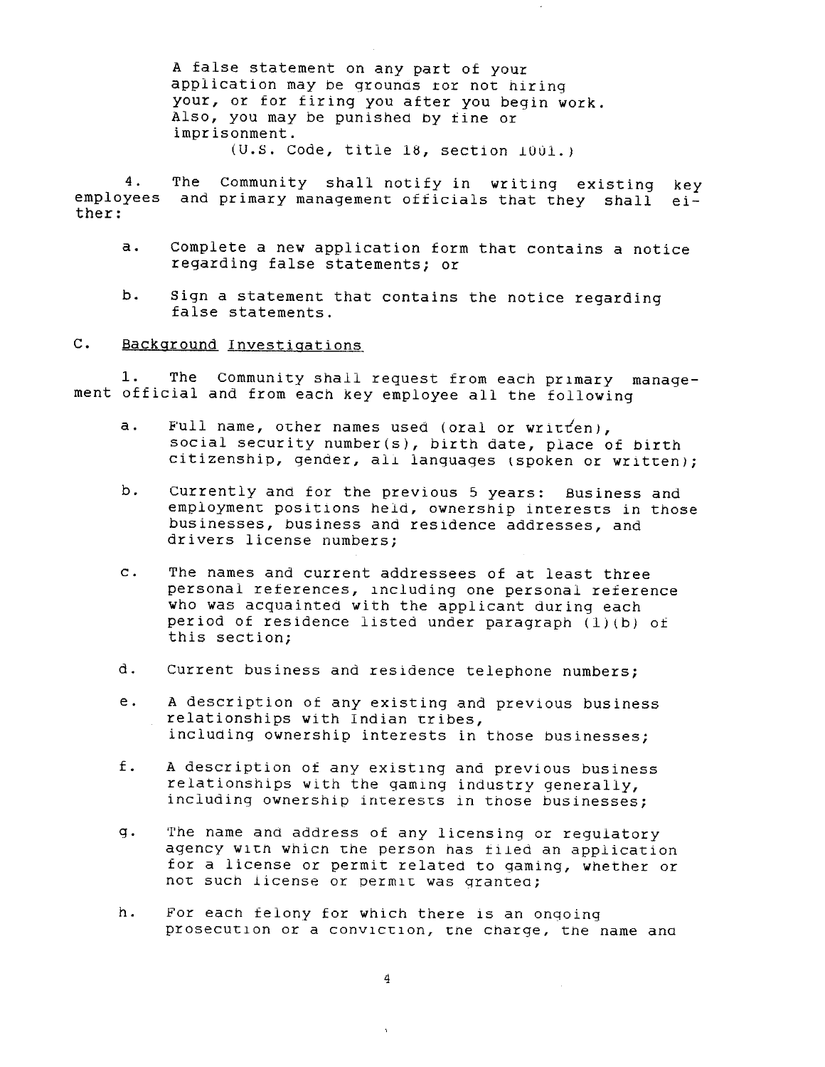A false statement on any part of your application may be grounds for not hiring your, or for firing you after you begin work. Also, you may be punished by fine or imprisonment.
(U.S. Code, title 18, section 1001.)

4. The Community shall notify in writing existing key employees and primary management officials that they shall either:

a. Complete a new application form that contains a notice regarding false statements; or

b. Sign a statement that contains the notice regarding false statements.

C. Background Investigations

1. The Community shall request from each primary management official and from each key employee all the following

a. Full name, other names used (oral or written), social security number(s), birth date, place of birth citizenship, gender, all languages (spoken or written);

b. Currently and for the previous 5 years: Business and employment positions held, ownership interests in those businesses, business and residence addresses, and drivers license numbers;

c. The names and current addressees of at least three personal references, including one personal reference who was acquainted with the applicant during each period of residence listed under paragraph (1)(b) of this section;

d. Current business and residence telephone numbers;

e. A description of any existing and previous business relationships with Indian tribes, including ownership interests in those businesses;

f. A description of any existing and previous business relationships with the gaming industry generally, including ownership interests in those businesses;

g. The name and address of any licensing or regulatory agency with which the person has filed an application for a license or permit related to gaming, whether or not such license or permit was granted;

h. For each felony for which there is an ongoing prosecution or a conviction, the charge, the name and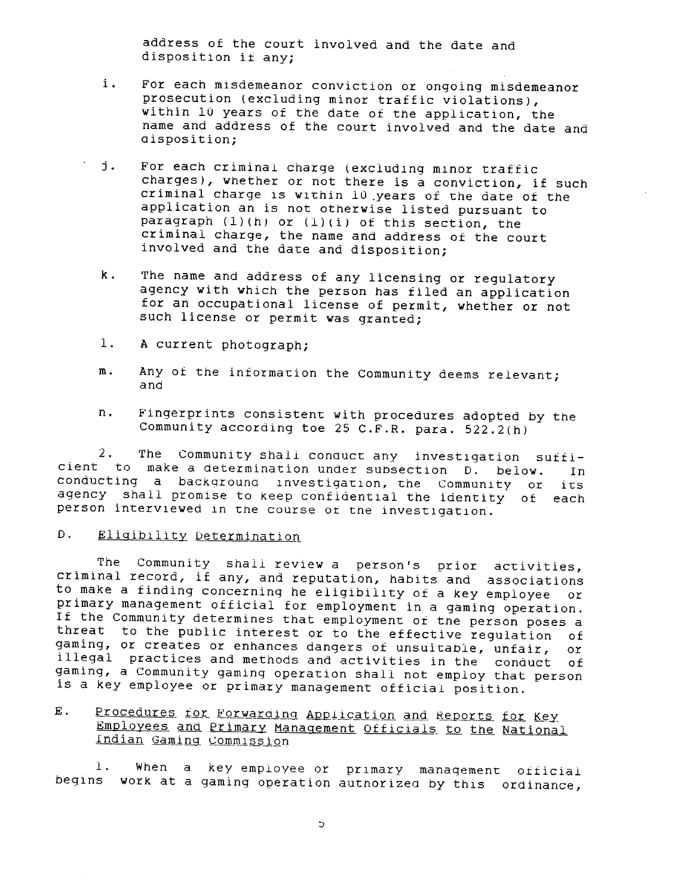address of the court involved and the date and disposition if any;

i. For each misdemeanor conviction or ongoing misdemeanor prosecution (excluding minor traffic violations), within 10 years of the date of the application, the name and address of the court involved and the date and disposition;

j. For each criminal charge (excluding minor traffic charges), whether or not there is a conviction, if such criminal charge is within 10 years of the date of the application an is not otherwise listed pursuant to paragraph (1)(h) or (1)(i) of this section, the criminal charge, the name and address of the court involved and the date and disposition;

k. The name and address of any licensing or regulatory agency with which the person has filed an application for an occupational license of permit, whether or not such license or permit was granted;

l. A current photograph;

m. Any of the information the Community deems relevant; and

n. Fingerprints consistent with procedures adopted by the Community according toe 25 C.F.R. para. 522.2(h)

2. The Community shall conduct any investigation sufficient to make a determination under subsection D. below. In conducting a background investigation, the Community or its agency shall promise to keep confidential the identity of each person interviewed in the course of the investigation.

## D. Eligibility Determination

The Community shall review a person's prior activities, criminal record, if any, and reputation, habits and associations to make a finding concerning he eligibility of a key employee or primary management official for employment in a gaming operation. If the Community determines that employment of the person poses a threat to the public interest or to the effective regulation of gaming, or creates or enhances dangers of unsuitable, unfair, or illegal practices and methods and activities in the conduct of gaming, a Community gaming operation shall not employ that person is a key employee or primary management official position.

## E. Procedures for Forwarding Application and Reports for Key Employees and Primary Management Officials to the National Indian Gaming Commission

1. When a key employee or primary management official begins work at a gaming operation authorized by this ordinance,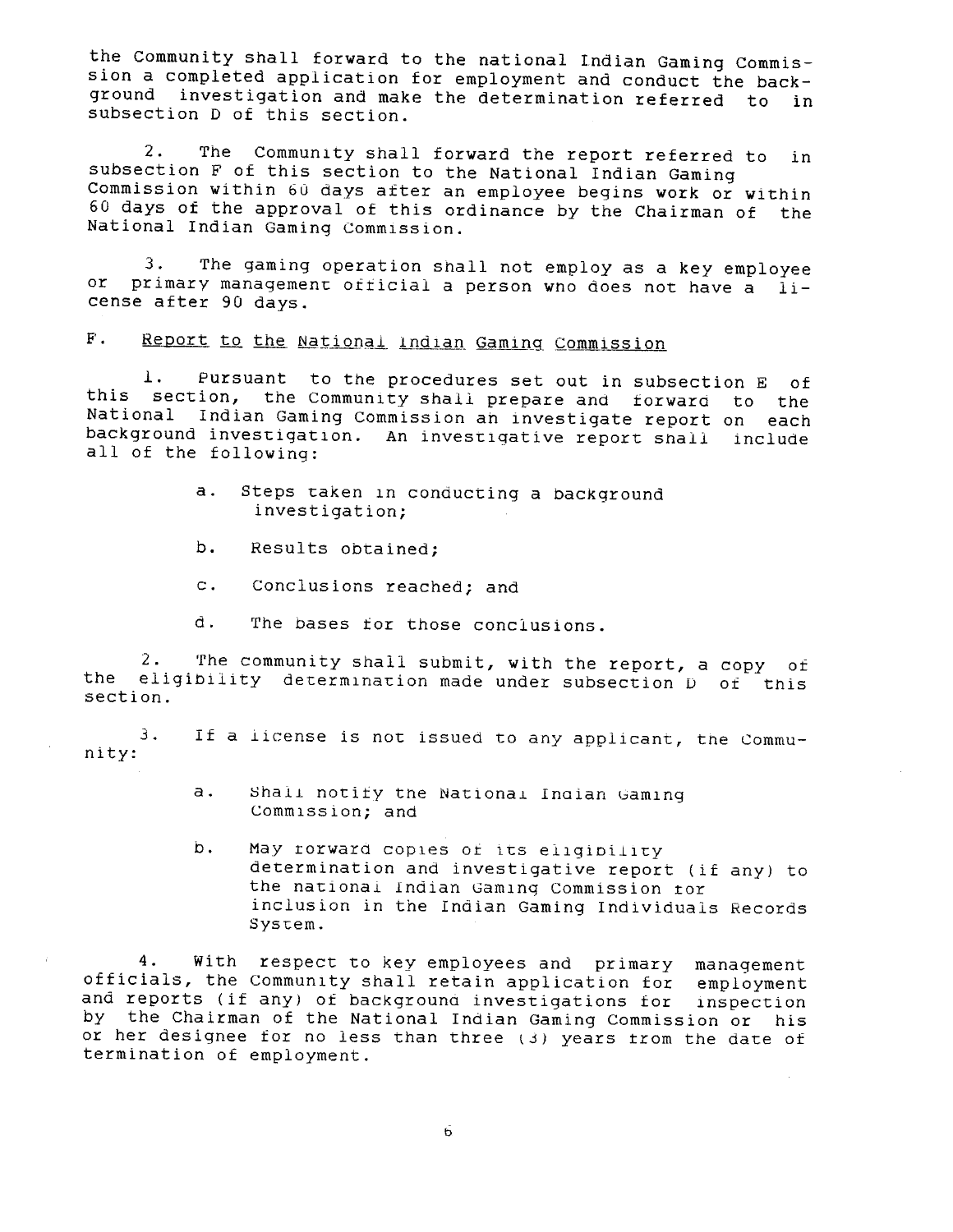the Community shall forward to the national Indian Gaming Commission a completed application for employment and conduct the background investigation and make the determination referred to in subsection D of this section.

2. The Community shall forward the report referred to in subsection F of this section to the National Indian Gaming Commission within 60 days after an employee begins work or within 60 days of the approval of this ordinance by the Chairman of the National Indian Gaming Commission.

3. The gaming operation shall not employ as a key employee or primary management official a person who does not have a license after 90 days.

## F. Report to the National Indian Gaming Commission

1. Pursuant to the procedures set out in subsection E of this section, the Community shall prepare and forward to the National Indian Gaming Commission an investigate report on each background investigation. An investigative report shall include all of the following:

   a. Steps taken in conducting a background investigation;

   b. Results obtained;

   c. Conclusions reached; and

   d. The bases for those conclusions.

2. The community shall submit, with the report, a copy of the eligibility determination made under subsection D of this section.

3. If a license is not issued to any applicant, the Community:

   a. Shall notify the National Indian Gaming Commission; and

   b. May forward copies of its eligibility determination and investigative report (if any) to the national Indian Gaming Commission for inclusion in the Indian Gaming Individuals Records System.

4. With respect to key employees and primary management officials, the Community shall retain application for employment and reports (if any) of background investigations for inspection by the Chairman of the National Indian Gaming Commission or his or her designee for no less than three (3) years from the date of termination of employment.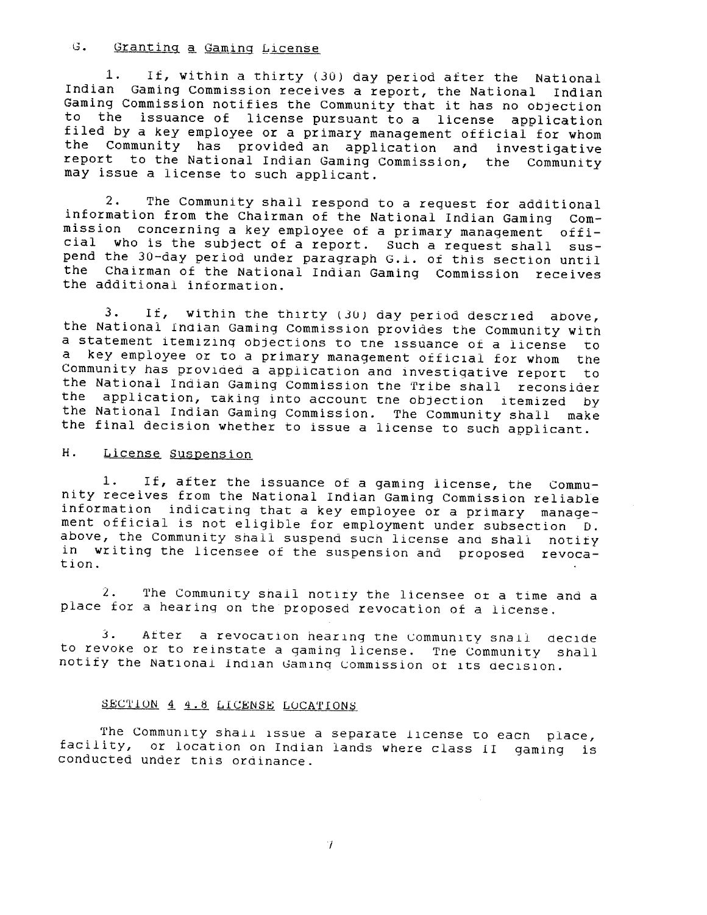## G. Granting a Gaming License

1. If, within a thirty (30) day period after the National Indian Gaming Commission receives a report, the National Indian Gaming Commission notifies the Community that it has no objection to the issuance of license pursuant to a license application filed by a key employee or a primary management official for whom the Community has provided an application and investigative report to the National Indian Gaming Commission, the Community may issue a license to such applicant.

2. The Community shall respond to a request for additional information from the Chairman of the National Indian Gaming Commission concerning a key employee of a primary management official who is the subject of a report. Such a request shall suspend the 30-day period under paragraph G.1. of this section until the Chairman of the National Indian Gaming Commission receives the additional information.

3. If, within the thirty (30) day period descried above, the National Indian Gaming Commission provides the Community with a statement itemizing objections to the issuance of a license to a key employee or to a primary management official for whom the Community has provided a application and investigative report to the National Indian Gaming Commission the Tribe shall reconsider the application, taking into account the objection itemized by the National Indian Gaming Commission. The Community shall make the final decision whether to issue a license to such applicant.

## H. License Suspension

1. If, after the issuance of a gaming license, the Community receives from the National Indian Gaming Commission reliable information indicating that a key employee or a primary management official is not eligible for employment under subsection D. above, the Community shall suspend such license and shall notify in writing the licensee of the suspension and proposed revocation.

2. The Community shall notify the licensee of a time and a place for a hearing on the proposed revocation of a license.

3. After a revocation hearing the Community shall decide to revoke or to reinstate a gaming license. The Community shall notify the National Indian Gaming Commission of its decision.

## SECTION 4 4.8 LICENSE LOCATIONS

The Community shall issue a separate license to each place, facility, or location on Indian lands where class II gaming is conducted under this ordinance.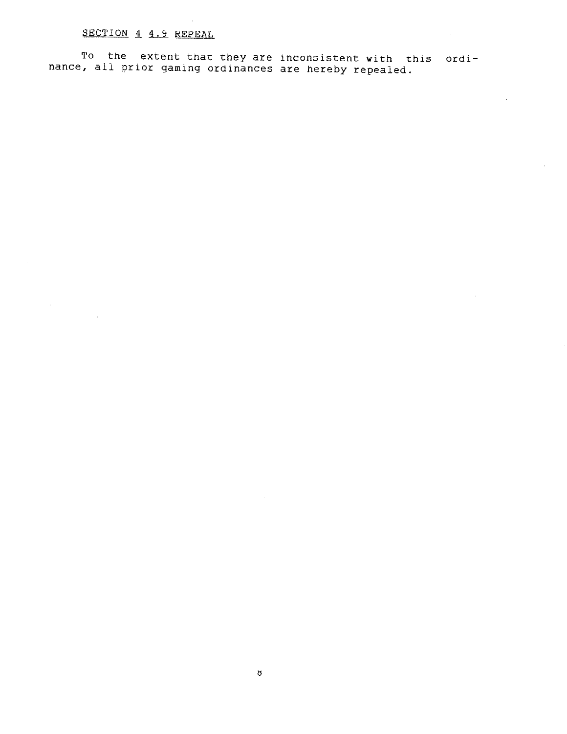SECTION 4 4.9 REPEAL

To the extent that they are inconsistent with this ordinance, all prior gaming ordinances are hereby repealed.